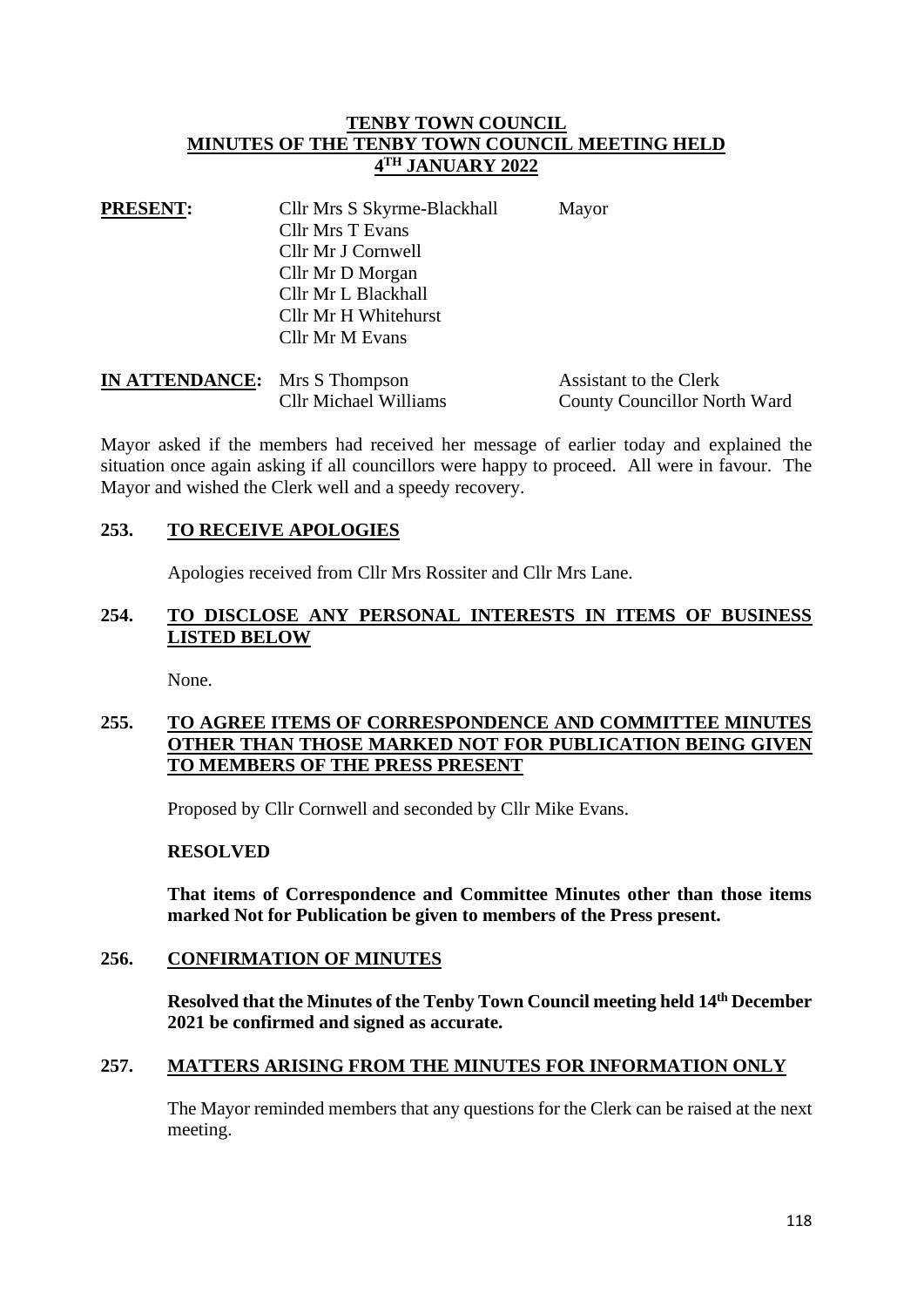# TENBY TOWN COUNCIL
## MINUTES OF THE TENBY TOWN COUNCIL MEETING HELD 4TH JANUARY 2022

**PRESENT:**

| | | |
|---|---|---|
| Cllr Mrs S Skyrme-Blackhall | Mayor |
| Cllr Mrs T Evans | |
| Cllr Mr J Cornwell | |
| Cllr Mr D Morgan | |
| Cllr Mr L Blackhall | |
| Cllr Mr H Whitehurst | |
| Cllr Mr M Evans | |

**IN ATTENDANCE:**

| | |
|---|---|
| Mrs S Thompson | Assistant to the Clerk |
| Cllr Michael Williams | County Councillor North Ward |

Mayor asked if the members had received her message of earlier today and explained the situation once again asking if all councillors were happy to proceed. All were in favour. The Mayor and wished the Clerk well and a speedy recovery.

### 253. TO RECEIVE APOLOGIES

Apologies received from Cllr Mrs Rossiter and Cllr Mrs Lane.

### 254. TO DISCLOSE ANY PERSONAL INTERESTS IN ITEMS OF BUSINESS LISTED BELOW

None.

### 255. TO AGREE ITEMS OF CORRESPONDENCE AND COMMITTEE MINUTES OTHER THAN THOSE MARKED NOT FOR PUBLICATION BEING GIVEN TO MEMBERS OF THE PRESS PRESENT

Proposed by Cllr Cornwell and seconded by Cllr Mike Evans.

**RESOLVED**

**That items of Correspondence and Committee Minutes other than those items marked Not for Publication be given to members of the Press present.**

### 256. CONFIRMATION OF MINUTES

**Resolved that the Minutes of the Tenby Town Council meeting held 14th December 2021 be confirmed and signed as accurate.**

### 257. MATTERS ARISING FROM THE MINUTES FOR INFORMATION ONLY

The Mayor reminded members that any questions for the Clerk can be raised at the next meeting.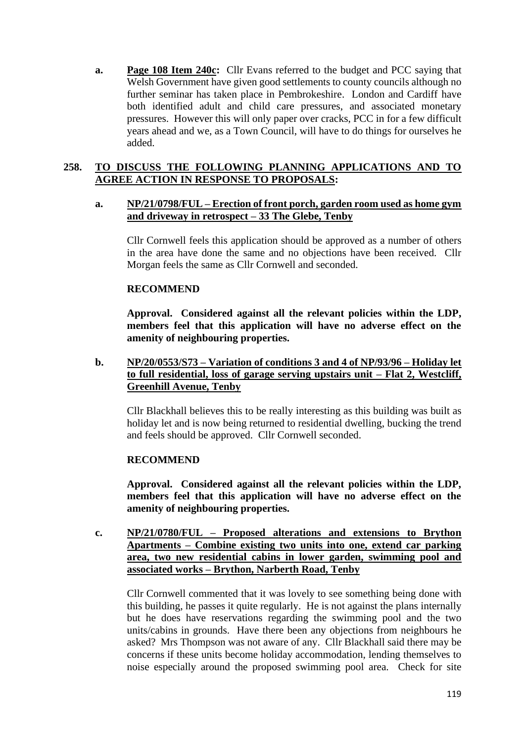**a.** **Page 108 Item 240c:** Cllr Evans referred to the budget and PCC saying that Welsh Government have given good settlements to county councils although no further seminar has taken place in Pembrokeshire. London and Cardiff have both identified adult and child care pressures, and associated monetary pressures. However this will only paper over cracks, PCC in for a few difficult years ahead and we, as a Town Council, will have to do things for ourselves he added.

## 258. TO DISCUSS THE FOLLOWING PLANNING APPLICATIONS AND TO AGREE ACTION IN RESPONSE TO PROPOSALS:

**a.** **NP/21/0798/FUL – Erection of front porch, garden room used as home gym and driveway in retrospect – 33 The Glebe, Tenby**

Cllr Cornwell feels this application should be approved as a number of others in the area have done the same and no objections have been received. Cllr Morgan feels the same as Cllr Cornwell and seconded.

**RECOMMEND**

**Approval. Considered against all the relevant policies within the LDP, members feel that this application will have no adverse effect on the amenity of neighbouring properties.**

**b.** **NP/20/0553/S73 – Variation of conditions 3 and 4 of NP/93/96 – Holiday let to full residential, loss of garage serving upstairs unit – Flat 2, Westcliff, Greenhill Avenue, Tenby**

Cllr Blackhall believes this to be really interesting as this building was built as holiday let and is now being returned to residential dwelling, bucking the trend and feels should be approved. Cllr Cornwell seconded.

**RECOMMEND**

**Approval. Considered against all the relevant policies within the LDP, members feel that this application will have no adverse effect on the amenity of neighbouring properties.**

**c.** **NP/21/0780/FUL – Proposed alterations and extensions to Brython Apartments – Combine existing two units into one, extend car parking area, two new residential cabins in lower garden, swimming pool and associated works – Brython, Narberth Road, Tenby**

Cllr Cornwell commented that it was lovely to see something being done with this building, he passes it quite regularly. He is not against the plans internally but he does have reservations regarding the swimming pool and the two units/cabins in grounds. Have there been any objections from neighbours he asked? Mrs Thompson was not aware of any. Cllr Blackhall said there may be concerns if these units become holiday accommodation, lending themselves to noise especially around the proposed swimming pool area. Check for site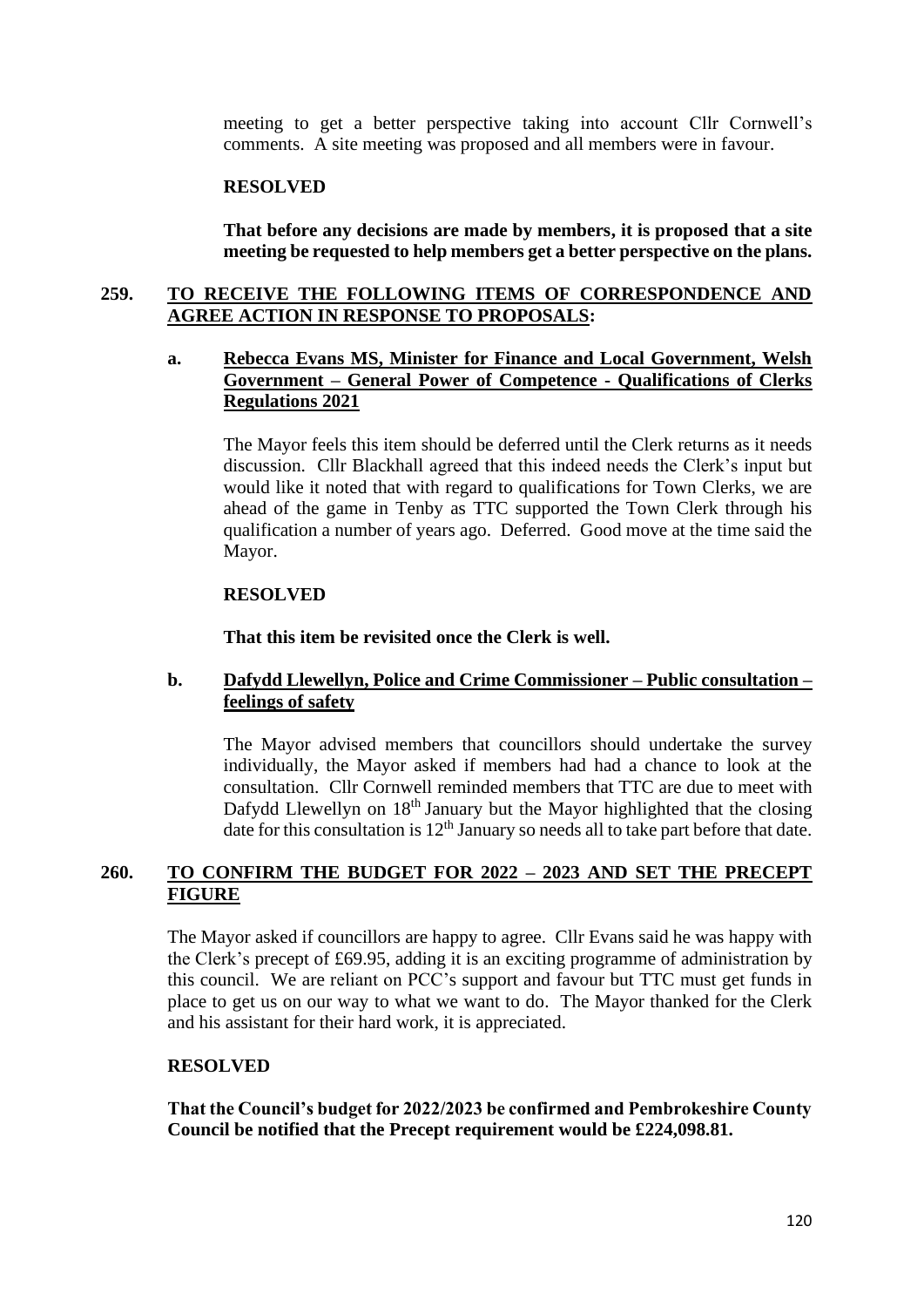meeting to get a better perspective taking into account Cllr Cornwell's comments. A site meeting was proposed and all members were in favour.

**RESOLVED**

**That before any decisions are made by members, it is proposed that a site meeting be requested to help members get a better perspective on the plans.**

## 259. TO RECEIVE THE FOLLOWING ITEMS OF CORRESPONDENCE AND AGREE ACTION IN RESPONSE TO PROPOSALS:

### a. Rebecca Evans MS, Minister for Finance and Local Government, Welsh Government – General Power of Competence - Qualifications of Clerks Regulations 2021

The Mayor feels this item should be deferred until the Clerk returns as it needs discussion. Cllr Blackhall agreed that this indeed needs the Clerk's input but would like it noted that with regard to qualifications for Town Clerks, we are ahead of the game in Tenby as TTC supported the Town Clerk through his qualification a number of years ago. Deferred. Good move at the time said the Mayor.

**RESOLVED**

**That this item be revisited once the Clerk is well.**

### b. Dafydd Llewellyn, Police and Crime Commissioner – Public consultation – feelings of safety

The Mayor advised members that councillors should undertake the survey individually, the Mayor asked if members had had a chance to look at the consultation. Cllr Cornwell reminded members that TTC are due to meet with Dafydd Llewellyn on 18th January but the Mayor highlighted that the closing date for this consultation is 12th January so needs all to take part before that date.

## 260. TO CONFIRM THE BUDGET FOR 2022 – 2023 AND SET THE PRECEPT FIGURE

The Mayor asked if councillors are happy to agree. Cllr Evans said he was happy with the Clerk's precept of £69.95, adding it is an exciting programme of administration by this council. We are reliant on PCC's support and favour but TTC must get funds in place to get us on our way to what we want to do. The Mayor thanked for the Clerk and his assistant for their hard work, it is appreciated.

**RESOLVED**

**That the Council's budget for 2022/2023 be confirmed and Pembrokeshire County Council be notified that the Precept requirement would be £224,098.81.**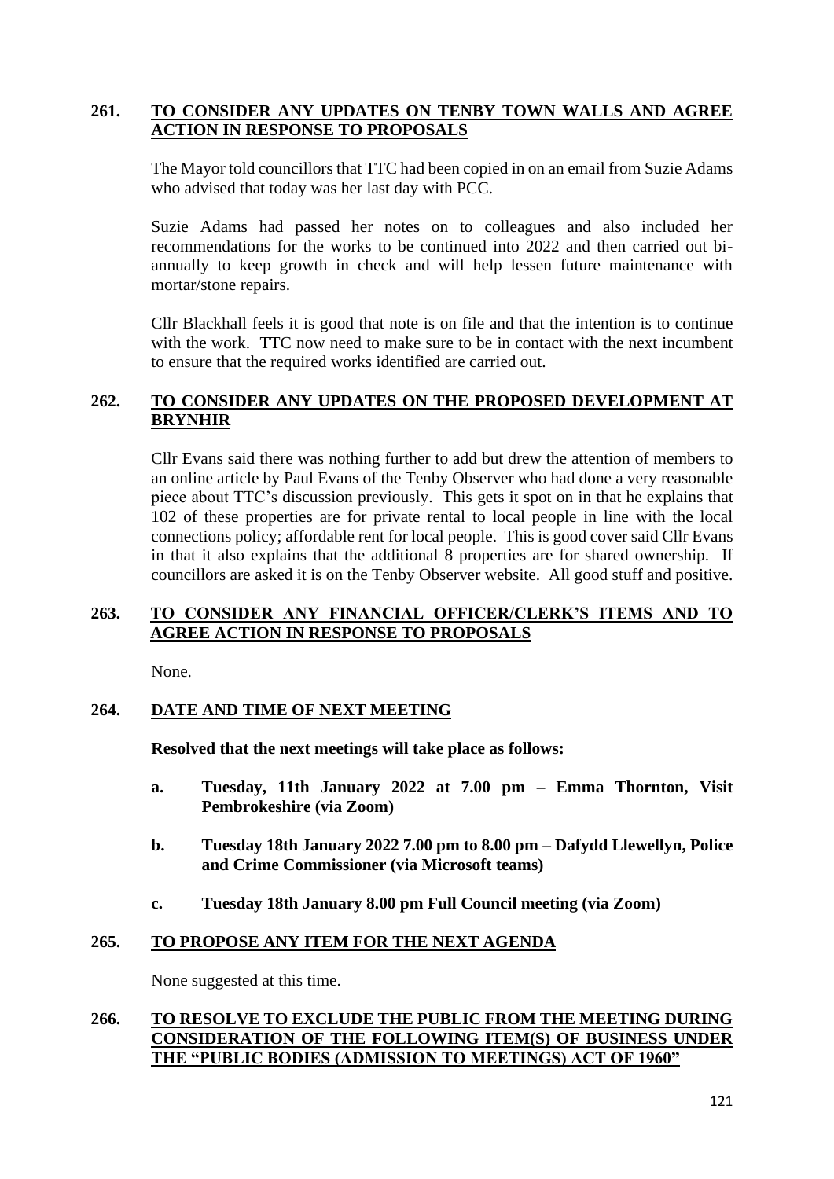**261. TO CONSIDER ANY UPDATES ON TENBY TOWN WALLS AND AGREE ACTION IN RESPONSE TO PROPOSALS**

The Mayor told councillors that TTC had been copied in on an email from Suzie Adams who advised that today was her last day with PCC.

Suzie Adams had passed her notes on to colleagues and also included her recommendations for the works to be continued into 2022 and then carried out bi-annually to keep growth in check and will help lessen future maintenance with mortar/stone repairs.

Cllr Blackhall feels it is good that note is on file and that the intention is to continue with the work. TTC now need to make sure to be in contact with the next incumbent to ensure that the required works identified are carried out.

**262. TO CONSIDER ANY UPDATES ON THE PROPOSED DEVELOPMENT AT BRYNHIR**

Cllr Evans said there was nothing further to add but drew the attention of members to an online article by Paul Evans of the Tenby Observer who had done a very reasonable piece about TTC's discussion previously. This gets it spot on in that he explains that 102 of these properties are for private rental to local people in line with the local connections policy; affordable rent for local people. This is good cover said Cllr Evans in that it also explains that the additional 8 properties are for shared ownership. If councillors are asked it is on the Tenby Observer website. All good stuff and positive.

**263. TO CONSIDER ANY FINANCIAL OFFICER/CLERK'S ITEMS AND TO AGREE ACTION IN RESPONSE TO PROPOSALS**

None.

**264. DATE AND TIME OF NEXT MEETING**

**Resolved that the next meetings will take place as follows:**

**a. Tuesday, 11th January 2022 at 7.00 pm – Emma Thornton, Visit Pembrokeshire (via Zoom)**

**b. Tuesday 18th January 2022 7.00 pm to 8.00 pm – Dafydd Llewellyn, Police and Crime Commissioner (via Microsoft teams)**

**c. Tuesday 18th January 8.00 pm Full Council meeting (via Zoom)**

**265. TO PROPOSE ANY ITEM FOR THE NEXT AGENDA**

None suggested at this time.

**266. TO RESOLVE TO EXCLUDE THE PUBLIC FROM THE MEETING DURING CONSIDERATION OF THE FOLLOWING ITEM(S) OF BUSINESS UNDER THE "PUBLIC BODIES (ADMISSION TO MEETINGS) ACT OF 1960"**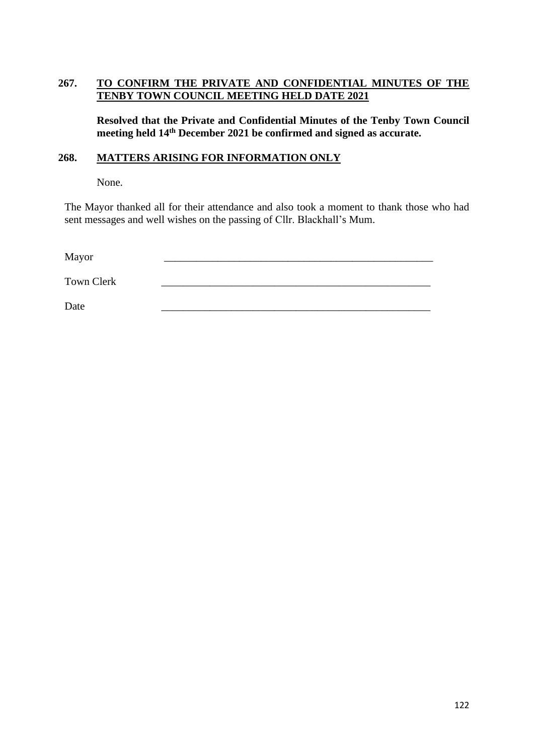**267. <u>TO CONFIRM THE PRIVATE AND CONFIDENTIAL MINUTES OF THE TENBY TOWN COUNCIL MEETING HELD DATE 2021</u>**

**Resolved that the Private and Confidential Minutes of the Tenby Town Council meeting held 14th December 2021 be confirmed and signed as accurate.**

**268. <u>MATTERS ARISING FOR INFORMATION ONLY</u>**

None.

The Mayor thanked all for their attendance and also took a moment to thank those who had sent messages and well wishes on the passing of Cllr. Blackhall's Mum.

Mayor _____________________________________________________

Town Clerk _____________________________________________________

Date _____________________________________________________